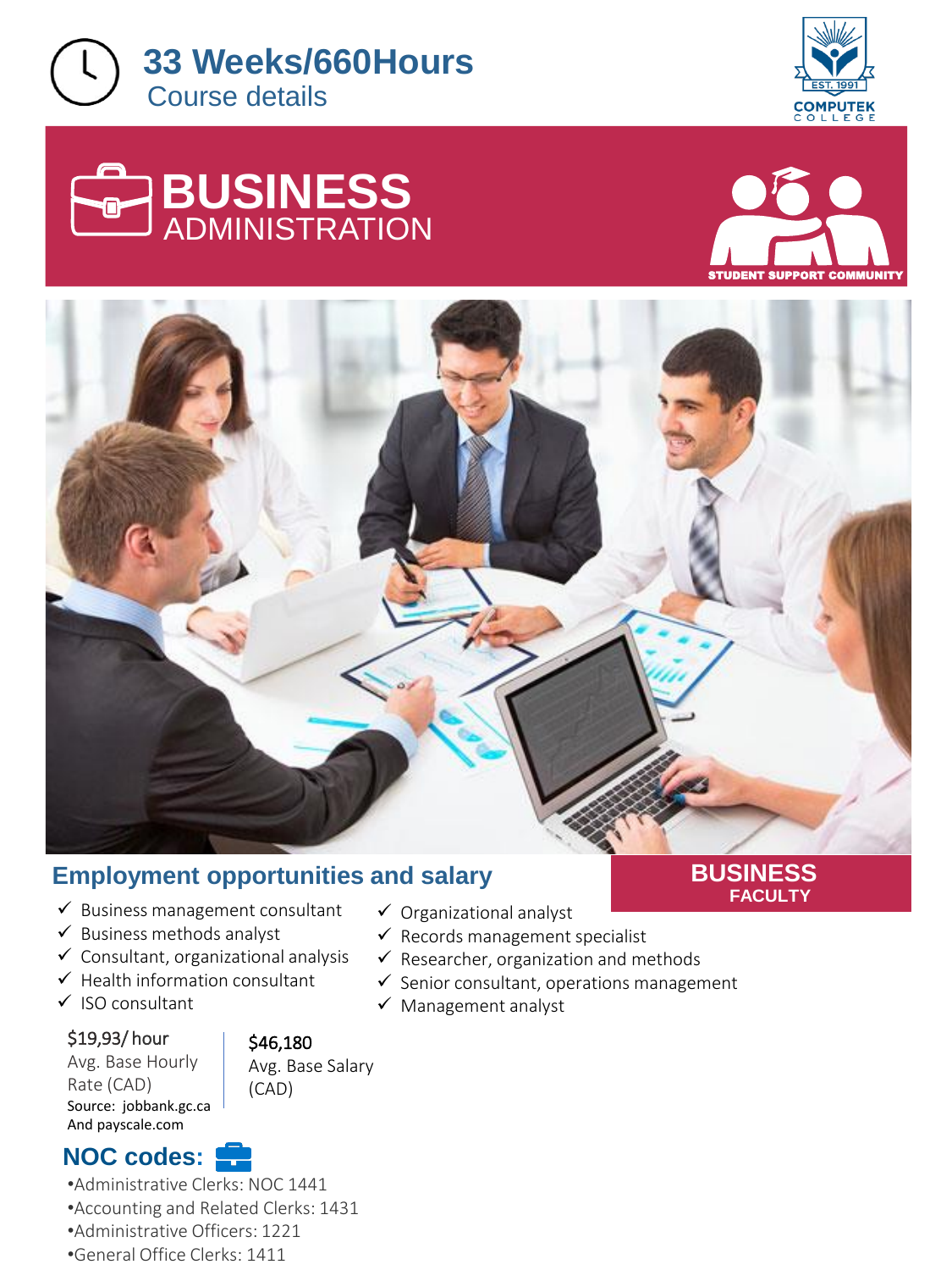**33 Weeks/660Hours**
Course details

COMPUTEK COLLEGE
EST. 1991

# BUSINESS ADMINISTRATION

STUDENT SUPPORT COMMUNITY

**BUSINESS FACULTY**

## Employment opportunities and salary

- ✓ Business management consultant
- ✓ Business methods analyst
- ✓ Consultant, organizational analysis
- ✓ Health information consultant
- ✓ ISO consultant
- ✓ Organizational analyst
- ✓ Records management specialist
- ✓ Researcher, organization and methods
- ✓ Senior consultant, operations management
- ✓ Management analyst

$19,93/ hour
Avg. Base Hourly Rate (CAD)

$46,180
Avg. Base Salary (CAD)

Source: jobbank.gc.ca
And payscale.com

## NOC codes:

- •Administrative Clerks: NOC 1441
- •Accounting and Related Clerks: 1431
- •Administrative Officers: 1221
- •General Office Clerks: 1411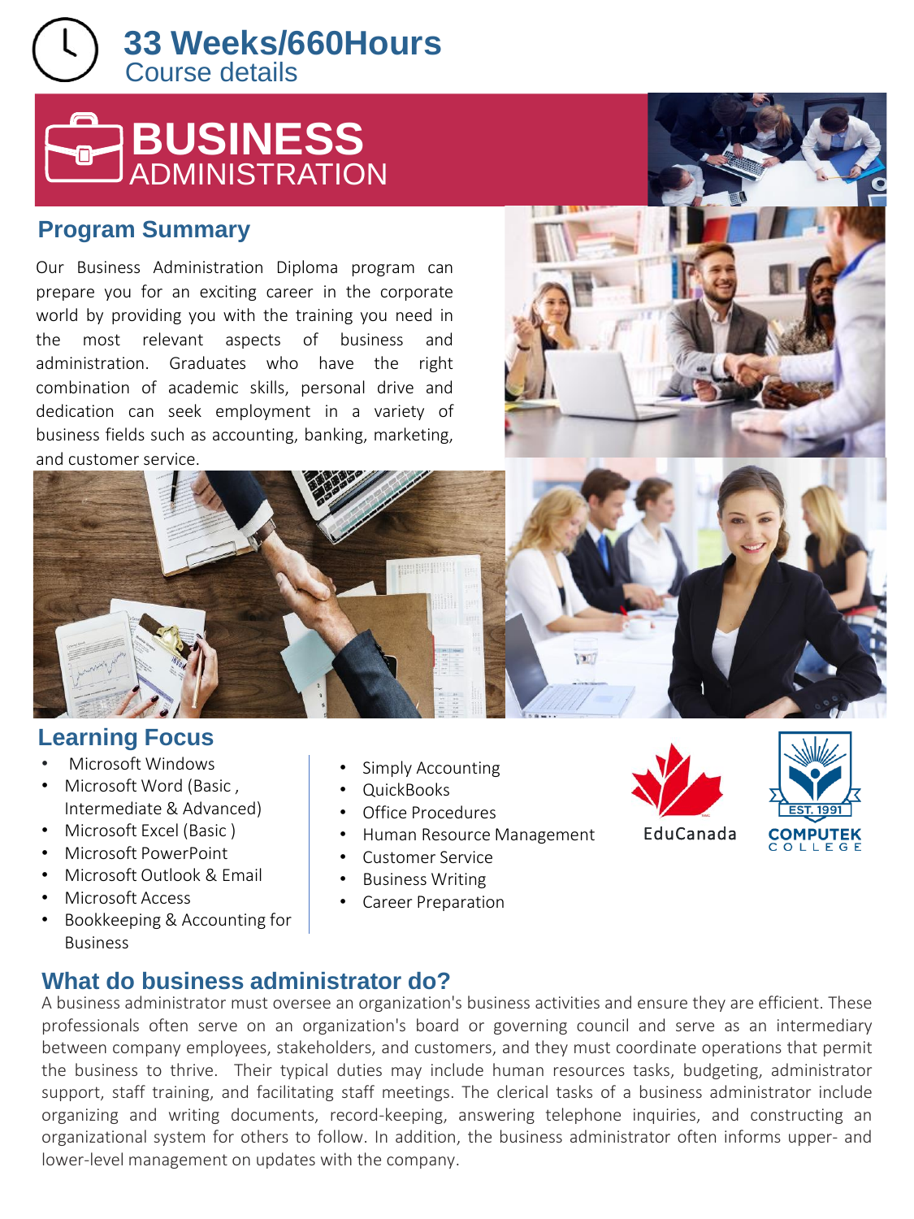# 33 Weeks/660Hours

Course details

# BUSINESS ADMINISTRATION

## Program Summary

Our Business Administration Diploma program can prepare you for an exciting career in the corporate world by providing you with the training you need in the most relevant aspects of business and administration. Graduates who have the right combination of academic skills, personal drive and dedication can seek employment in a variety of business fields such as accounting, banking, marketing, and customer service.

## Learning Focus

- Microsoft Windows
- Microsoft Word (Basic , Intermediate & Advanced)
- Microsoft Excel (Basic )
- Microsoft PowerPoint
- Microsoft Outlook & Email
- Microsoft Access
- Bookkeeping & Accounting for Business
- Simply Accounting
- QuickBooks
- Office Procedures
- Human Resource Management
- Customer Service
- Business Writing
- Career Preparation

EduCanada

EST. 1991 COMPUTEK COLLEGE

## What do business administrator do?

A business administrator must oversee an organization's business activities and ensure they are efficient. These professionals often serve on an organization's board or governing council and serve as an intermediary between company employees, stakeholders, and customers, and they must coordinate operations that permit the business to thrive. Their typical duties may include human resources tasks, budgeting, administrator support, staff training, and facilitating staff meetings. The clerical tasks of a business administrator include organizing and writing documents, record-keeping, answering telephone inquiries, and constructing an organizational system for others to follow. In addition, the business administrator often informs upper- and lower-level management on updates with the company.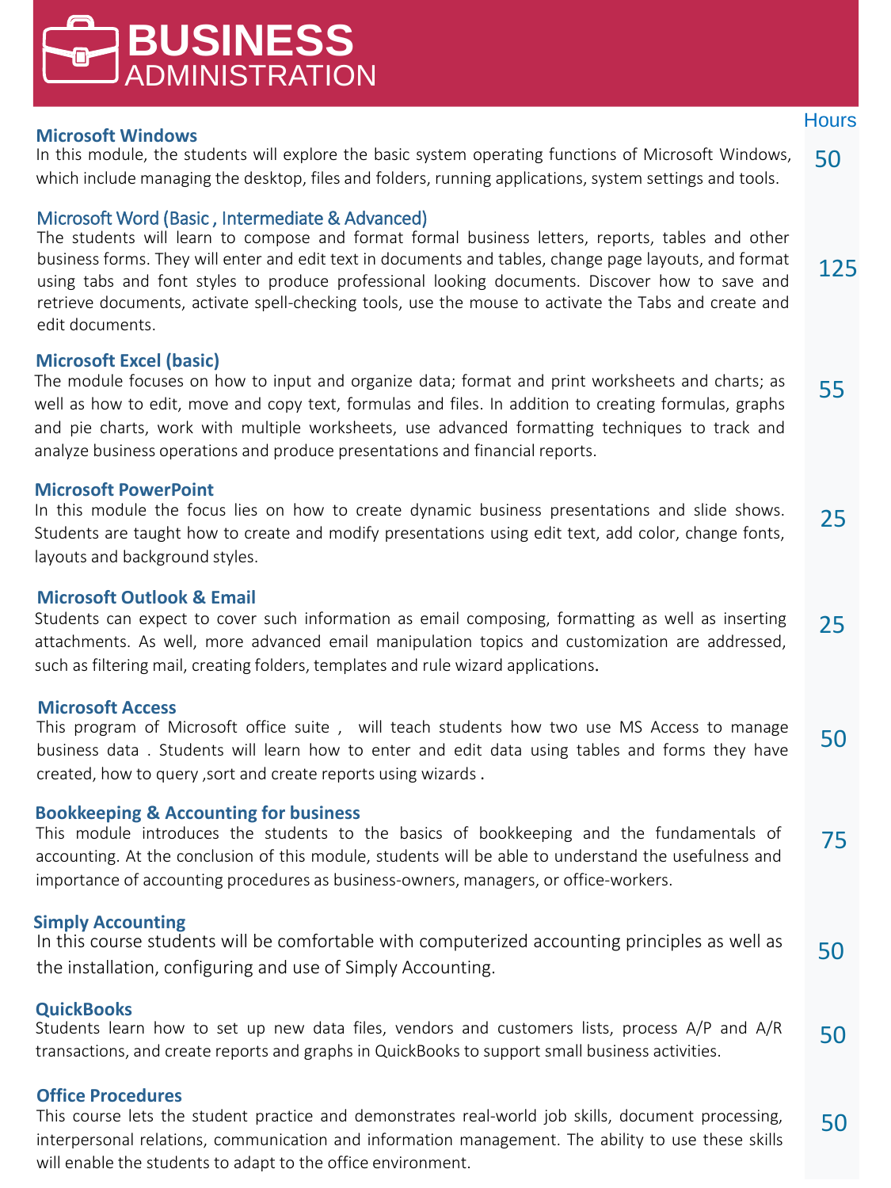# BUSINESS ADMINISTRATION

| Module | Hours |
|---|---|
| **Microsoft Windows**<br>In this module, the students will explore the basic system operating functions of Microsoft Windows, which include managing the desktop, files and folders, running applications, system settings and tools. | 50 |
| **Microsoft Word (Basic , Intermediate & Advanced)**<br>The students will learn to compose and format formal business letters, reports, tables and other business forms. They will enter and edit text in documents and tables, change page layouts, and format using tabs and font styles to produce professional looking documents. Discover how to save and retrieve documents, activate spell-checking tools, use the mouse to activate the Tabs and create and edit documents. | 125 |
| **Microsoft Excel (basic)**<br>The module focuses on how to input and organize data; format and print worksheets and charts; as well as how to edit, move and copy text, formulas and files. In addition to creating formulas, graphs and pie charts, work with multiple worksheets, use advanced formatting techniques to track and analyze business operations and produce presentations and financial reports. | 55 |
| **Microsoft PowerPoint**<br>In this module the focus lies on how to create dynamic business presentations and slide shows. Students are taught how to create and modify presentations using edit text, add color, change fonts, layouts and background styles. | 25 |
| **Microsoft Outlook & Email**<br>Students can expect to cover such information as email composing, formatting as well as inserting attachments. As well, more advanced email manipulation topics and customization are addressed, such as filtering mail, creating folders, templates and rule wizard applications. | 25 |
| **Microsoft Access**<br>This program of Microsoft office suite , will teach students how two use MS Access to manage business data . Students will learn how to enter and edit data using tables and forms they have created, how to query ,sort and create reports using wizards . | 50 |
| **Bookkeeping & Accounting for business**<br>This module introduces the students to the basics of bookkeeping and the fundamentals of accounting. At the conclusion of this module, students will be able to understand the usefulness and importance of accounting procedures as business-owners, managers, or office-workers. | 75 |
| **Simply Accounting**<br>In this course students will be comfortable with computerized accounting principles as well as the installation, configuring and use of Simply Accounting. | 50 |
| **QuickBooks**<br>Students learn how to set up new data files, vendors and customers lists, process A/P and A/R transactions, and create reports and graphs in QuickBooks to support small business activities. | 50 |
| **Office Procedures**<br>This course lets the student practice and demonstrates real-world job skills, document processing, interpersonal relations, communication and information management. The ability to use these skills will enable the students to adapt to the office environment. | 50 |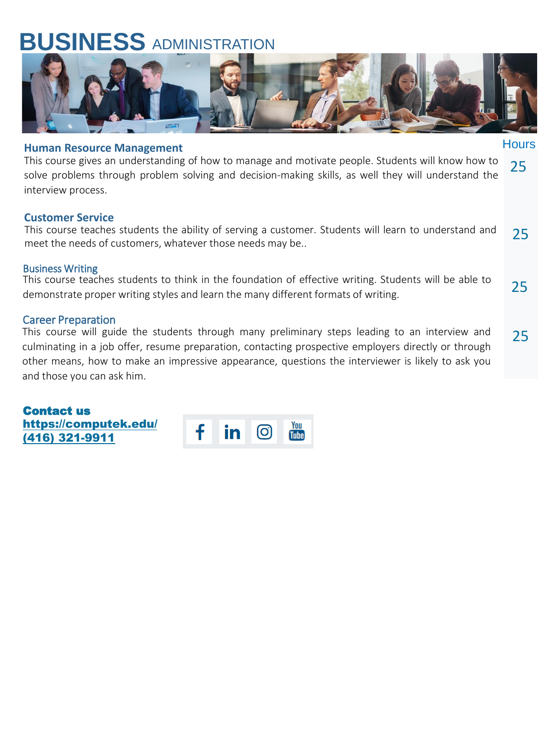# BUSINESS ADMINISTRATION

| | Hours |
|---|---|
| **Human Resource Management**<br>This course gives an understanding of how to manage and motivate people. Students will know how to solve problems through problem solving and decision-making skills, as well they will understand the interview process. | 25 |
| **Customer Service**<br>This course teaches students the ability of serving a customer. Students will learn to understand and meet the needs of customers, whatever those needs may be.. | 25 |
| **Business Writing**<br>This course teaches students to think in the foundation of effective writing. Students will be able to demonstrate proper writing styles and learn the many different formats of writing. | 25 |
| **Career Preparation**<br>This course will guide the students through many preliminary steps leading to an interview and culminating in a job offer, resume preparation, contacting prospective employers directly or through other means, how to make an impressive appearance, questions the interviewer is likely to ask you and those you can ask him. | 25 |

**Contact us**
**https://computek.edu/**
**(416) 321-9911**